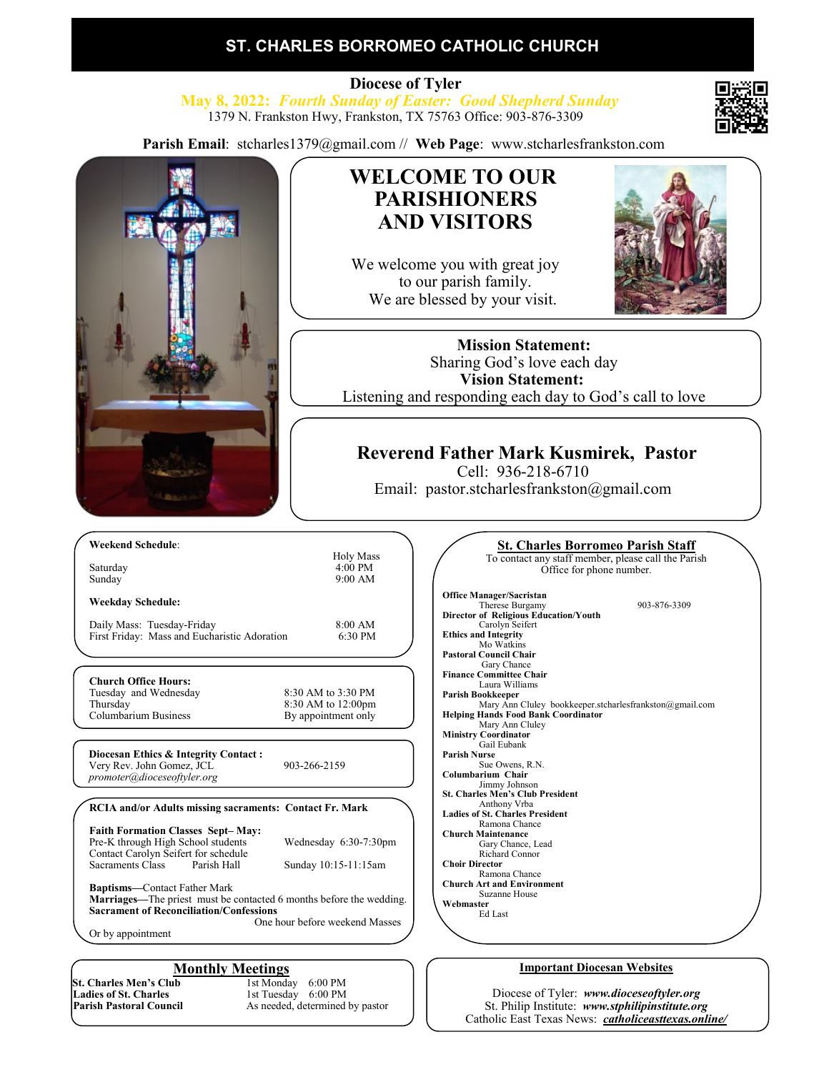# ST. CHARLES BORROMEO CATHOLIC CHURCH

**Diocese of Tyler**

***May 8, 2022: Fourth Sunday of Easter: Good Shepherd Sunday***

1379 N. Frankston Hwy, Frankston, TX 75763 Office: 903-876-3309

**Parish Email**: stcharles1379@gmail.com // **Web Page**: www.stcharlesfrankston.com

## WELCOME TO OUR PARISHIONERS AND VISITORS

We welcome you with great joy to our parish family. We are blessed by your visit.

**Mission Statement:**
Sharing God's love each day

**Vision Statement:**
Listening and responding each day to God's call to love

## Reverend Father Mark Kusmirek, Pastor

Cell: 936-218-6710
Email: pastor.stcharlesfrankston@gmail.com

**Weekend Schedule**:

| | Holy Mass |
|---|---|
| Saturday | 4:00 PM |
| Sunday | 9:00 AM |

**Weekday Schedule:**

| | |
|---|---|
| Daily Mass: Tuesday-Friday | 8:00 AM |
| First Friday: Mass and Eucharistic Adoration | 6:30 PM |

**Church Office Hours:**

| | |
|---|---|
| Tuesday and Wednesday | 8:30 AM to 3:30 PM |
| Thursday | 8:30 AM to 12:00pm |
| Columbarium Business | By appointment only |

**Diocesan Ethics & Integrity Contact :**
Very Rev. John Gomez, JCL — 903-266-2159
*promoter@dioceseoftyler.org*

**RCIA and/or Adults missing sacraments: Contact Fr. Mark**

**Faith Formation Classes Sept– May:**
Pre-K through High School students — Wednesday 6:30-7:30pm
Contact Carolyn Seifert for schedule
Sacraments Class — Parish Hall — Sunday 10:15-11:15am

**Baptisms**—Contact Father Mark
**Marriages**—The priest must be contacted 6 months before the wedding.
**Sacrament of Reconciliation/Confessions**
One hour before weekend Masses
Or by appointment

## Monthly Meetings

| | |
|---|---|
| **St. Charles Men's Club** | 1st Monday 6:00 PM |
| **Ladies of St. Charles** | 1st Tuesday 6:00 PM |
| **Parish Pastoral Council** | As needed, determined by pastor |

## St. Charles Borromeo Parish Staff

To contact any staff member, please call the Parish Office for phone number.

**Office Manager/Sacristan**
Therese Burgamy 903-876-3309
**Director of Religious Education/Youth**
Carolyn Seifert
**Ethics and Integrity**
Mo Watkins
**Pastoral Council Chair**
Gary Chance
**Finance Committee Chair**
Laura Williams
**Parish Bookkeeper**
Mary Ann Cluley bookkeeper.stcharlesfrankston@gmail.com
**Helping Hands Food Bank Coordinator**
Mary Ann Cluley
**Ministry Coordinator**
Gail Eubank
**Parish Nurse**
Sue Owens, R.N.
**Columbarium Chair**
Jimmy Johnson
**St. Charles Men's Club President**
Anthony Vrba
**Ladies of St. Charles President**
Ramona Chance
**Church Maintenance**
Gary Chance, Lead
Richard Connor
**Choir Director**
Ramona Chance
**Church Art and Environment**
Suzanne House
**Webmaster**
Ed Last

## Important Diocesan Websites

Diocese of Tyler: ***www.dioceseoftyler.org***
St. Philip Institute: ***www.stphilipinstitute.org***
Catholic East Texas News: ***catholiceasttexas.online/***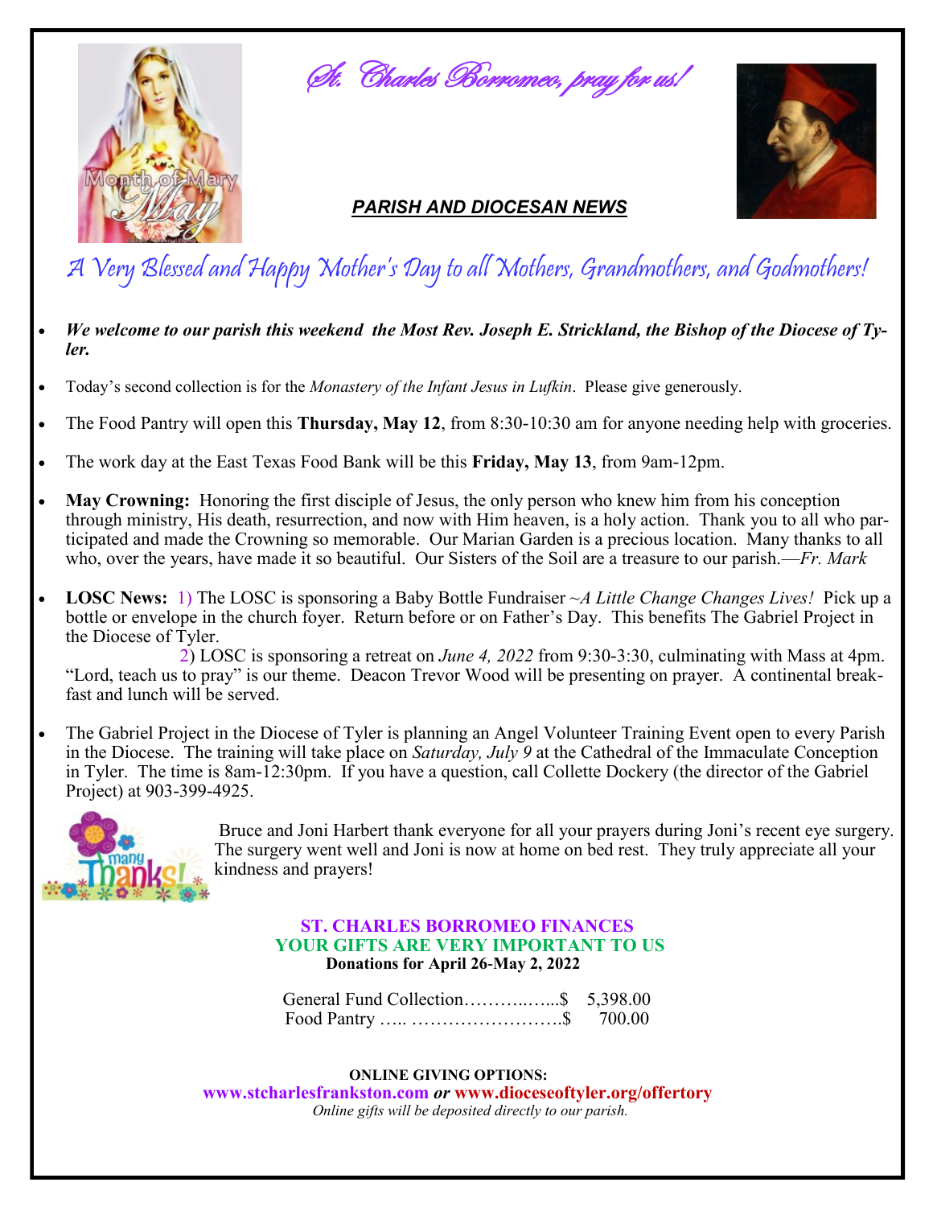*St. Charles Borromeo, pray for us!*

Month of Mary
May

## *PARISH AND DIOCESAN NEWS*

# A Very Blessed and Happy Mother's Day to all Mothers, Grandmothers, and Godmothers!

- ***We welcome to our parish this weekend the Most Rev. Joseph E. Strickland, the Bishop of the Diocese of Tyler.***
- Today's second collection is for the *Monastery of the Infant Jesus in Lufkin*. Please give generously.
- The Food Pantry will open this **Thursday, May 12**, from 8:30-10:30 am for anyone needing help with groceries.
- The work day at the East Texas Food Bank will be this **Friday, May 13**, from 9am-12pm.
- **May Crowning:** Honoring the first disciple of Jesus, the only person who knew him from his conception through ministry, His death, resurrection, and now with Him heaven, is a holy action. Thank you to all who participated and made the Crowning so memorable. Our Marian Garden is a precious location. Many thanks to all who, over the years, have made it so beautiful. Our Sisters of the Soil are a treasure to our parish.—*Fr. Mark*
- **LOSC News:** 1) The LOSC is sponsoring a Baby Bottle Fundraiser ~*A Little Change Changes Lives!* Pick up a bottle or envelope in the church foyer. Return before or on Father's Day. This benefits The Gabriel Project in the Diocese of Tyler.
  2) LOSC is sponsoring a retreat on *June 4, 2022* from 9:30-3:30, culminating with Mass at 4pm. "Lord, teach us to pray" is our theme. Deacon Trevor Wood will be presenting on prayer. A continental breakfast and lunch will be served.
- The Gabriel Project in the Diocese of Tyler is planning an Angel Volunteer Training Event open to every Parish in the Diocese. The training will take place on *Saturday, July 9* at the Cathedral of the Immaculate Conception in Tyler. The time is 8am-12:30pm. If you have a question, call Collette Dockery (the director of the Gabriel Project) at 903-399-4925.

many Thanks!

Bruce and Joni Harbert thank everyone for all your prayers during Joni's recent eye surgery. The surgery went well and Joni is now at home on bed rest. They truly appreciate all your kindness and prayers!

**ST. CHARLES BORROMEO FINANCES**
**YOUR GIFTS ARE VERY IMPORTANT TO US**
**Donations for April 26-May 2, 2022**

| | |
|---|---|
| General Fund Collection………..…...$ | 5,398.00 |
| Food Pantry ….. …………………….$ | 700.00 |

**ONLINE GIVING OPTIONS:**
**www.stcharlesfrankston.com *or* www.dioceseoftyler.org/offertory**
*Online gifts will be deposited directly to our parish.*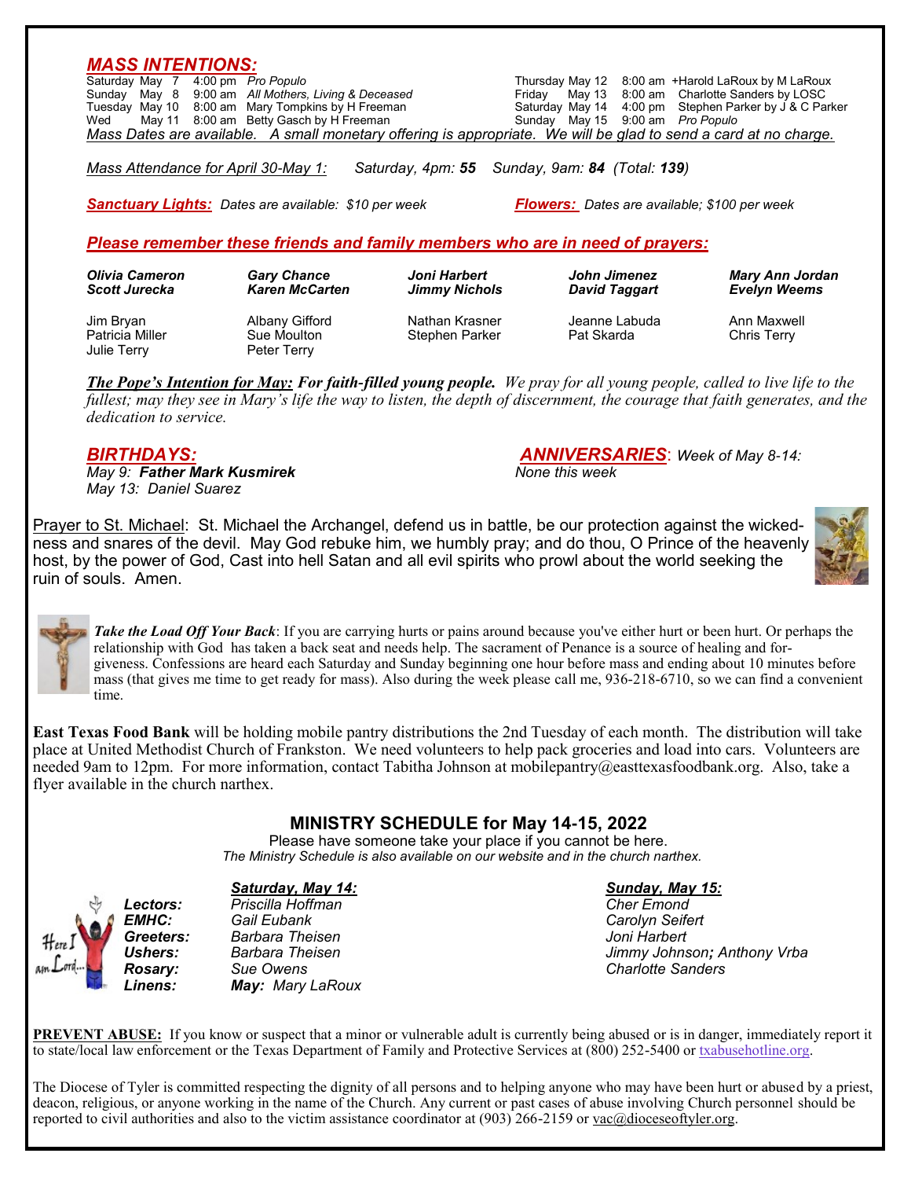## *MASS INTENTIONS:*

| | | | |
|---|---|---|---|
| Saturday | May 7 | 4:00 pm | *Pro Populo* |
| Sunday | May 8 | 9:00 am | *All Mothers, Living & Deceased* |
| Tuesday | May 10 | 8:00 am | Mary Tompkins by H Freeman |
| Wed | May 11 | 8:00 am | Betty Gasch by H Freeman |
| Thursday | May 12 | 8:00 am | +Harold LaRoux by M LaRoux |
| Friday | May 13 | 8:00 am | Charlotte Sanders by LOSC |
| Saturday | May 14 | 4:00 pm | Stephen Parker by J & C Parker |
| Sunday | May 15 | 9:00 am | *Pro Populo* |

*Mass Dates are available. A small monetary offering is appropriate. We will be glad to send a card at no charge.*

*Mass Attendance for April 30-May 1:* *Saturday, 4pm:* ***55*** *Sunday, 9am:* ***84*** *(Total:* ***139****)*

***Sanctuary Lights:*** *Dates are available: $10 per week*

***Flowers:*** *Dates are available; $100 per week*

### *Please remember these friends and family members who are in need of prayers:*

***Olivia Cameron***, ***Scott Jurecka***, ***Gary Chance***, ***Karen McCarten***, ***Joni Harbert***, ***Jimmy Nichols***, ***John Jimenez***, ***David Taggart***, ***Mary Ann Jordan***, ***Evelyn Weems***

Jim Bryan, Patricia Miller, Julie Terry, Albany Gifford, Sue Moulton, Peter Terry, Nathan Krasner, Stephen Parker, Jeanne Labuda, Pat Skarda, Ann Maxwell, Chris Terry

***The Pope's Intention for May:*** ***For faith-filled young people.*** *We pray for all young people, called to live life to the fullest; may they see in Mary's life the way to listen, the depth of discernment, the courage that faith generates, and the dedication to service.*

### *BIRTHDAYS:*

*May 9:* ***Father Mark Kusmirek***
*May 13: Daniel Suarez*

### *ANNIVERSARIES*: *Week of May 8-14:*

*None this week*

Prayer to St. Michael: St. Michael the Archangel, defend us in battle, be our protection against the wickedness and snares of the devil. May God rebuke him, we humbly pray; and do thou, O Prince of the heavenly host, by the power of God, Cast into hell Satan and all evil spirits who prowl about the world seeking the ruin of souls. Amen.

***Take the Load Off Your Back***: If you are carrying hurts or pains around because you've either hurt or been hurt. Or perhaps the relationship with God has taken a back seat and needs help. The sacrament of Penance is a source of healing and forgiveness. Confessions are heard each Saturday and Sunday beginning one hour before mass and ending about 10 minutes before mass (that gives me time to get ready for mass). Also during the week please call me, 936-218-6710, so we can find a convenient time.

**East Texas Food Bank** will be holding mobile pantry distributions the 2nd Tuesday of each month. The distribution will take place at United Methodist Church of Frankston. We need volunteers to help pack groceries and load into cars. Volunteers are needed 9am to 12pm. For more information, contact Tabitha Johnson at mobilepantry@easttexasfoodbank.org. Also, take a flyer available in the church narthex.

## MINISTRY SCHEDULE for May 14-15, 2022

Please have someone take your place if you cannot be here.
*The Ministry Schedule is also available on our website and in the church narthex.*

| | *Saturday, May 14:* | *Sunday, May 15:* |
|---|---|---|
| ***Lectors:*** | *Priscilla Hoffman* | *Cher Emond* |
| ***EMHC:*** | *Gail Eubank* | *Carolyn Seifert* |
| ***Greeters:*** | *Barbara Theisen* | *Joni Harbert* |
| ***Ushers:*** | *Barbara Theisen* | *Jimmy Johnson; Anthony Vrba* |
| ***Rosary:*** | *Sue Owens* | *Charlotte Sanders* |
| ***Linens:*** | ***May:*** *Mary LaRoux* | |

**PREVENT ABUSE:** If you know or suspect that a minor or vulnerable adult is currently being abused or is in danger, immediately report it to state/local law enforcement or the Texas Department of Family and Protective Services at (800) 252-5400 or txabusehotline.org.

The Diocese of Tyler is committed respecting the dignity of all persons and to helping anyone who may have been hurt or abused by a priest, deacon, religious, or anyone working in the name of the Church. Any current or past cases of abuse involving Church personnel should be reported to civil authorities and also to the victim assistance coordinator at (903) 266-2159 or vac@dioceseoftyler.org.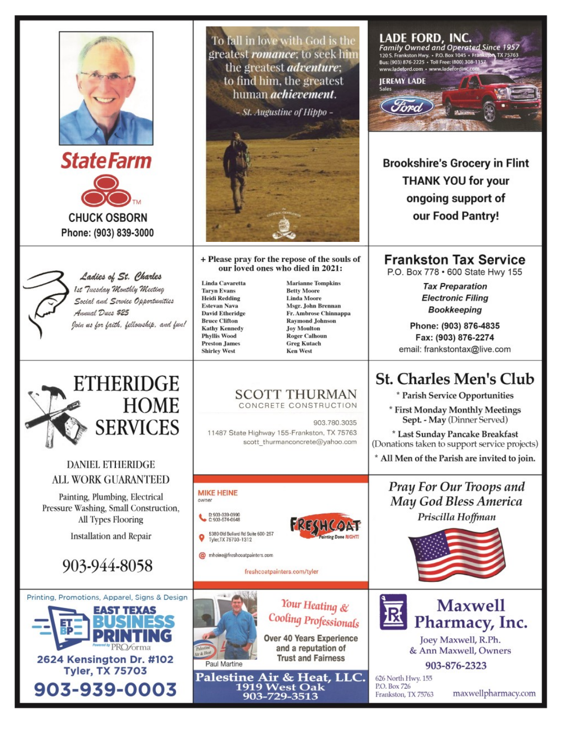**State Farm**

CHUCK OSBORN

Phone: (903) 839-3000

To fall in love with God is the greatest *romance*; to seek him the greatest *adventure*; to find him, the greatest human *achievement*.

– St. Augustine of Hippo –

## LADE FORD, INC.

*Family Owned and Operated Since 1957*

120 S. Frankston Hwy. • P.O. Box 1045 • Frankston, TX 75763

Bus: (903) 876-2225 • Toll Free: (800) 308-1157

www.ladeford.com • www.ladefordinc.com

JEREMY LADE

Sales

Ford

**Brookshire's Grocery in Flint THANK YOU for your ongoing support of our Food Pantry!**

*Ladies of St. Charles*

*1st Tuesday Monthly Meeting*

*Social and Service Opportunities*

*Annual Dues $25*

*Join us for faith, fellowship, and fun!*

**+ Please pray for the repose of the souls of our loved ones who died in 2021:**

| | |
|---|---|
| Linda Cavaretta | Marianne Tompkins |
| Taryn Evans | Betty Moore |
| Heidi Redding | Linda Moore |
| Estevan Nava | Msgr. John Brennan |
| David Etheridge | Fr. Ambrose Chinnappa |
| Bruce Clifton | Raymond Johnson |
| Kathy Kennedy | Joy Moulton |
| Phyllis Wood | Roger Calhoun |
| Preston James | Greg Kutach |
| Shirley West | Ken West |

## Frankston Tax Service

P.O. Box 778 • 600 State Hwy 155

*Tax Preparation*

*Electronic Filing*

*Bookkeeping*

Phone: (903) 876-4835

Fax: (903) 876-2274

email: frankstontax@live.com

## ETHERIDGE HOME SERVICES

DANIEL ETHERIDGE

ALL WORK GUARANTEED

Painting, Plumbing, Electrical Pressure Washing, Small Construction, All Types Flooring

Installation and Repair

903-944-8058

SCOTT THURMAN

CONCRETE CONSTRUCTION

903.780.3035

11487 State Highway 155-Frankston, TX 75763

scott_thurmanconcrete@yahoo.com

## St. Charles Men's Club

* Parish Service Opportunities
* First Monday Monthly Meetings Sept. - May (Dinner Served)
* Last Sunday Pancake Breakfast (Donations taken to support service projects)
* All Men of the Parish are invited to join.

MIKE HEINE

owner

O: 903-339-0990

C: 903-574-0648

5380 Old Bullard Rd Suite 600-257

Tyler, TX 75703-1312

mheine@freshcoatpainters.com

FRESH COAT Painting Done RIGHT!

freshcoatpainters.com/tyler

*Pray For Our Troops and May God Bless America*

*Priscilla Hoffman*

Printing, Promotions, Apparel, Signs & Design

EAST TEXAS BUSINESS PRINTING

Powered by PROforma

2624 Kensington Dr. #102

Tyler, TX 75703

903-939-0003

*Your Heating & Cooling Professionals*

Over 40 Years Experience and a reputation of Trust and Fairness

Paul Martine

**Palestine Air & Heat, LLC.**

1919 West Oak

903-729-3513

## Maxwell Pharmacy, Inc.

Joey Maxwell, R.Ph. & Ann Maxwell, Owners

903-876-2323

626 North Hwy. 155

P.O. Box 726

Frankston, TX 75763

maxwellpharmacy.com